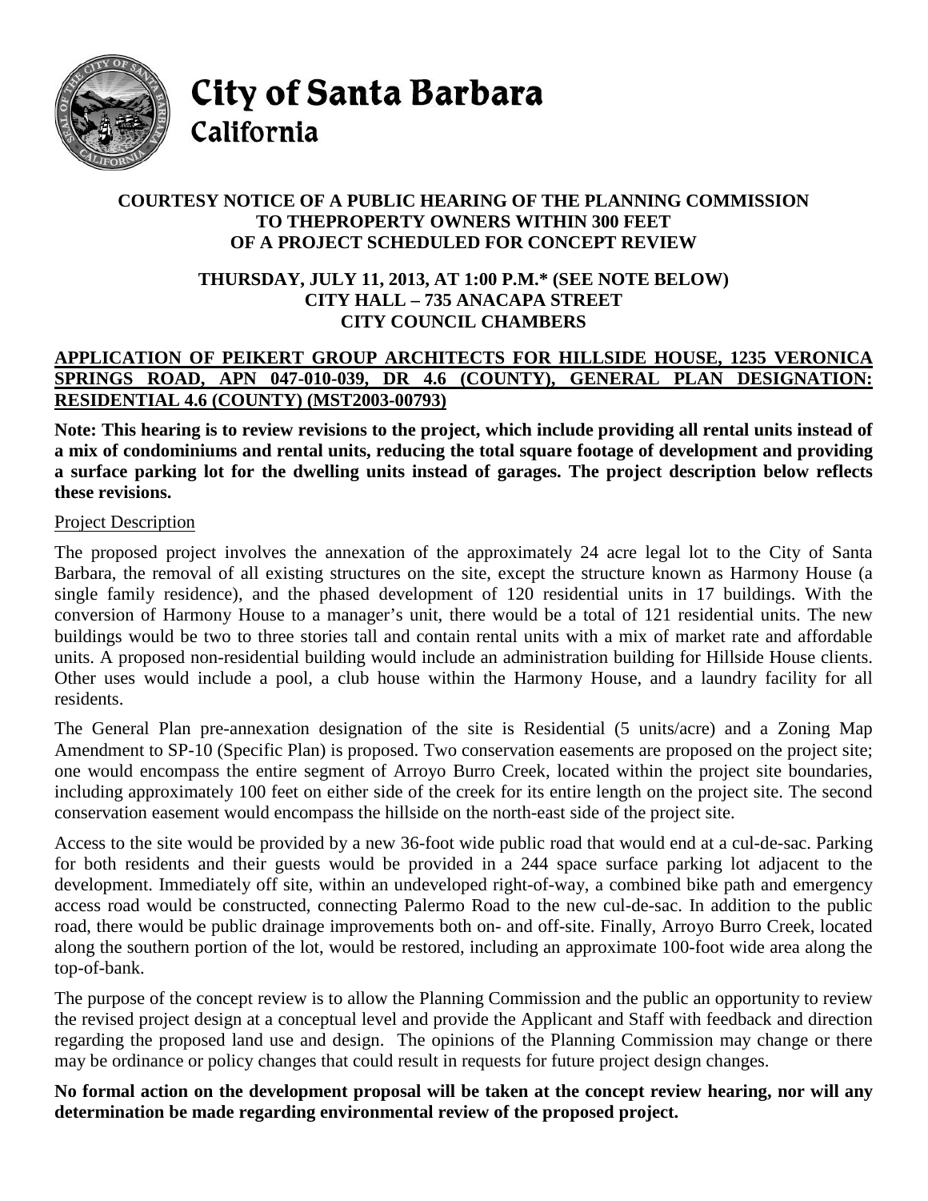# City of Santa Barbara
California

**COURTESY NOTICE OF A PUBLIC HEARING OF THE PLANNING COMMISSION TO THEPROPERTY OWNERS WITHIN 300 FEET OF A PROJECT SCHEDULED FOR CONCEPT REVIEW**

**THURSDAY, JULY 11, 2013, AT 1:00 P.M.* (SEE NOTE BELOW) CITY HALL – 735 ANACAPA STREET CITY COUNCIL CHAMBERS**

**APPLICATION OF PEIKERT GROUP ARCHITECTS FOR HILLSIDE HOUSE, 1235 VERONICA SPRINGS ROAD, APN 047-010-039, DR 4.6 (COUNTY), GENERAL PLAN DESIGNATION: RESIDENTIAL 4.6 (COUNTY) (MST2003-00793)**

**Note: This hearing is to review revisions to the project, which include providing all rental units instead of a mix of condominiums and rental units, reducing the total square footage of development and providing a surface parking lot for the dwelling units instead of garages. The project description below reflects these revisions.**

Project Description

The proposed project involves the annexation of the approximately 24 acre legal lot to the City of Santa Barbara, the removal of all existing structures on the site, except the structure known as Harmony House (a single family residence), and the phased development of 120 residential units in 17 buildings. With the conversion of Harmony House to a manager's unit, there would be a total of 121 residential units. The new buildings would be two to three stories tall and contain rental units with a mix of market rate and affordable units. A proposed non-residential building would include an administration building for Hillside House clients. Other uses would include a pool, a club house within the Harmony House, and a laundry facility for all residents.

The General Plan pre-annexation designation of the site is Residential (5 units/acre) and a Zoning Map Amendment to SP-10 (Specific Plan) is proposed. Two conservation easements are proposed on the project site; one would encompass the entire segment of Arroyo Burro Creek, located within the project site boundaries, including approximately 100 feet on either side of the creek for its entire length on the project site. The second conservation easement would encompass the hillside on the north-east side of the project site.

Access to the site would be provided by a new 36-foot wide public road that would end at a cul-de-sac. Parking for both residents and their guests would be provided in a 244 space surface parking lot adjacent to the development. Immediately off site, within an undeveloped right-of-way, a combined bike path and emergency access road would be constructed, connecting Palermo Road to the new cul-de-sac. In addition to the public road, there would be public drainage improvements both on- and off-site. Finally, Arroyo Burro Creek, located along the southern portion of the lot, would be restored, including an approximate 100-foot wide area along the top-of-bank.

The purpose of the concept review is to allow the Planning Commission and the public an opportunity to review the revised project design at a conceptual level and provide the Applicant and Staff with feedback and direction regarding the proposed land use and design. The opinions of the Planning Commission may change or there may be ordinance or policy changes that could result in requests for future project design changes.

**No formal action on the development proposal will be taken at the concept review hearing, nor will any determination be made regarding environmental review of the proposed project.**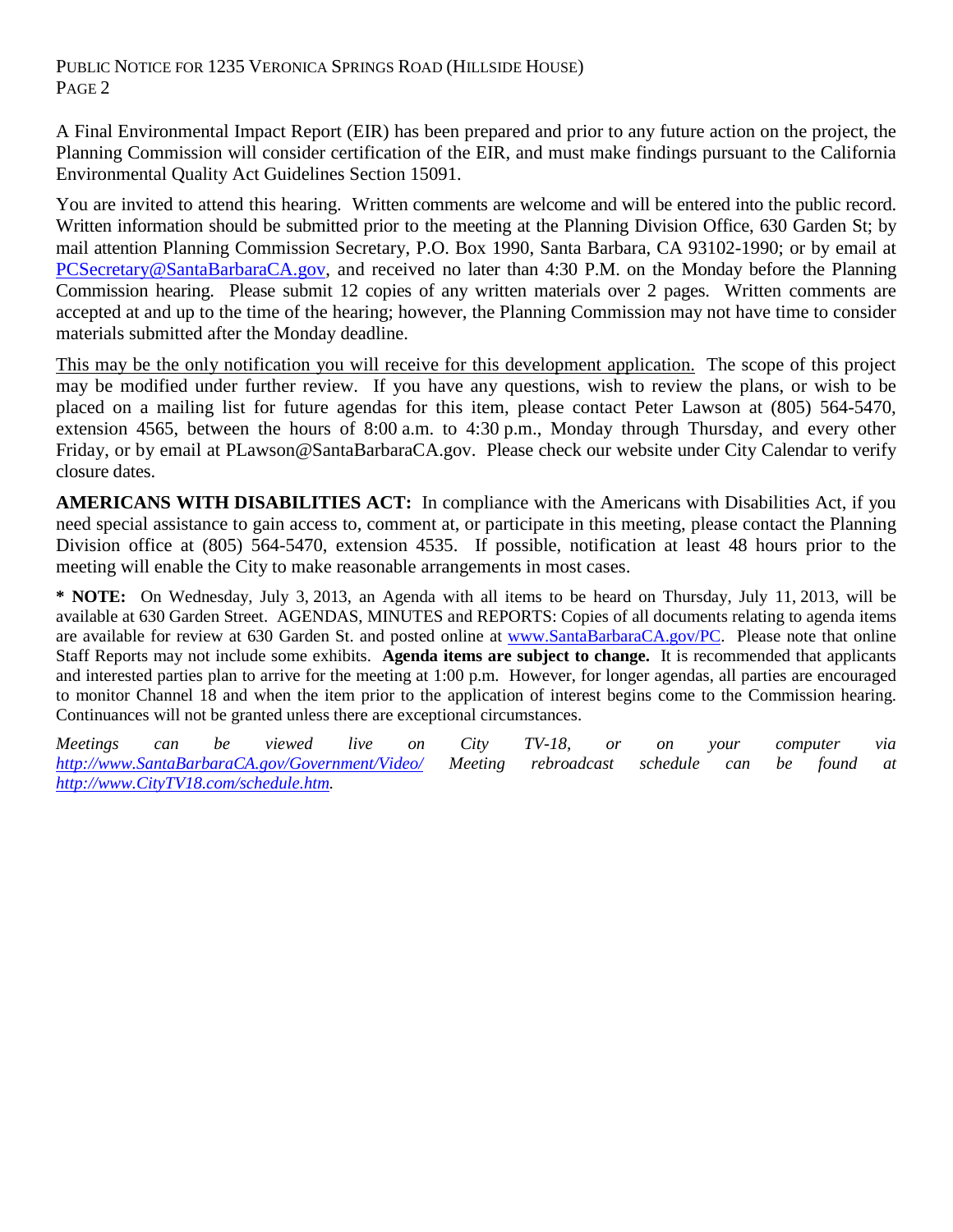A Final Environmental Impact Report (EIR) has been prepared and prior to any future action on the project, the Planning Commission will consider certification of the EIR, and must make findings pursuant to the California Environmental Quality Act Guidelines Section 15091.

You are invited to attend this hearing. Written comments are welcome and will be entered into the public record. Written information should be submitted prior to the meeting at the Planning Division Office, 630 Garden St; by mail attention Planning Commission Secretary, P.O. Box 1990, Santa Barbara, CA 93102-1990; or by email at PCSecretary@SantaBarbaraCA.gov, and received no later than 4:30 P.M. on the Monday before the Planning Commission hearing. Please submit 12 copies of any written materials over 2 pages. Written comments are accepted at and up to the time of the hearing; however, the Planning Commission may not have time to consider materials submitted after the Monday deadline.

<u>This may be the only notification you will receive for this development application.</u> The scope of this project may be modified under further review. If you have any questions, wish to review the plans, or wish to be placed on a mailing list for future agendas for this item, please contact Peter Lawson at (805) 564-5470, extension 4565, between the hours of 8:00 a.m. to 4:30 p.m., Monday through Thursday, and every other Friday, or by email at PLawson@SantaBarbaraCA.gov. Please check our website under City Calendar to verify closure dates.

**AMERICANS WITH DISABILITIES ACT:** In compliance with the Americans with Disabilities Act, if you need special assistance to gain access to, comment at, or participate in this meeting, please contact the Planning Division office at (805) 564-5470, extension 4535. If possible, notification at least 48 hours prior to the meeting will enable the City to make reasonable arrangements in most cases.

**\* NOTE:** On Wednesday, July 3, 2013, an Agenda with all items to be heard on Thursday, July 11, 2013, will be available at 630 Garden Street. AGENDAS, MINUTES and REPORTS: Copies of all documents relating to agenda items are available for review at 630 Garden St. and posted online at www.SantaBarbaraCA.gov/PC. Please note that online Staff Reports may not include some exhibits. **Agenda items are subject to change.** It is recommended that applicants and interested parties plan to arrive for the meeting at 1:00 p.m. However, for longer agendas, all parties are encouraged to monitor Channel 18 and when the item prior to the application of interest begins come to the Commission hearing. Continuances will not be granted unless there are exceptional circumstances.

*Meetings can be viewed live on City TV-18, or on your computer via http://www.SantaBarbaraCA.gov/Government/Video/ Meeting rebroadcast schedule can be found at http://www.CityTV18.com/schedule.htm.*